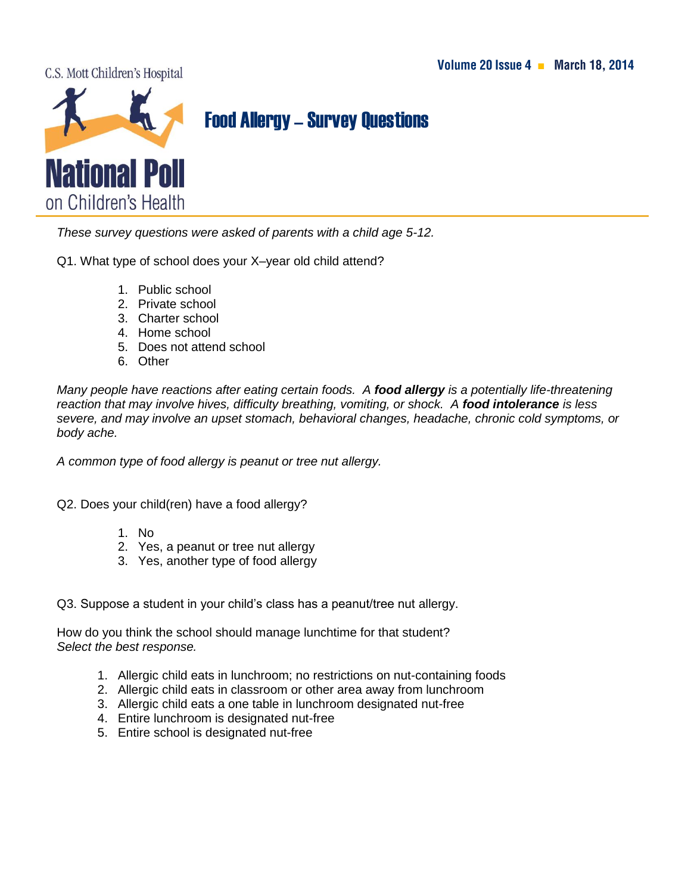C.S. Mott Children's Hospital

# National Poll on Children's Health

Volume 20 Issue 4 ■ March 18, 2014

## Food Allergy – Survey Questions

*These survey questions were asked of parents with a child age 5-12.*

Q1. What type of school does your X–year old child attend?

1. Public school
2. Private school
3. Charter school
4. Home school
5. Does not attend school
6. Other

*Many people have reactions after eating certain foods. A **food allergy** is a potentially life-threatening reaction that may involve hives, difficulty breathing, vomiting, or shock. A **food intolerance** is less severe, and may involve an upset stomach, behavioral changes, headache, chronic cold symptoms, or body ache.*

*A common type of food allergy is peanut or tree nut allergy.*

Q2. Does your child(ren) have a food allergy?

1. No
2. Yes, a peanut or tree nut allergy
3. Yes, another type of food allergy

Q3. Suppose a student in your child's class has a peanut/tree nut allergy.

How do you think the school should manage lunchtime for that student?
*Select the best response.*

1. Allergic child eats in lunchroom; no restrictions on nut-containing foods
2. Allergic child eats in classroom or other area away from lunchroom
3. Allergic child eats a one table in lunchroom designated nut-free
4. Entire lunchroom is designated nut-free
5. Entire school is designated nut-free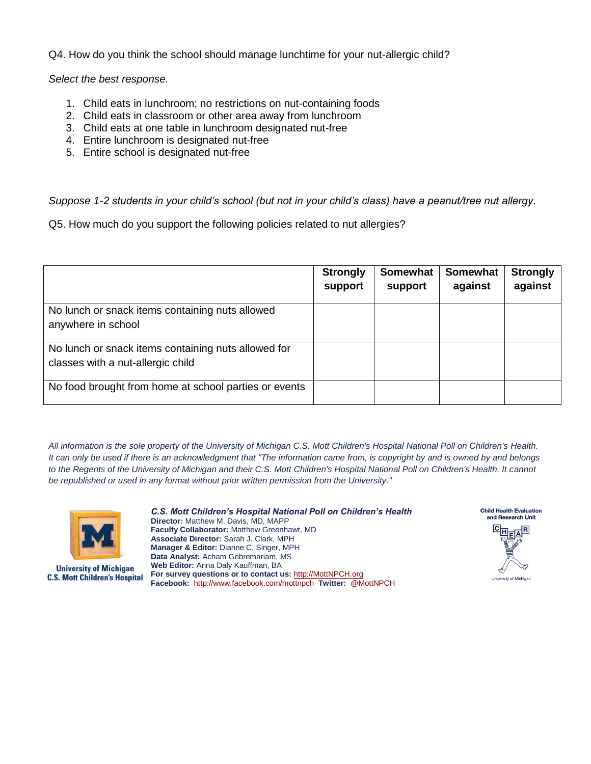Q4. How do you think the school should manage lunchtime for your nut-allergic child?

*Select the best response.*

1. Child eats in lunchroom; no restrictions on nut-containing foods
2. Child eats in classroom or other area away from lunchroom
3. Child eats at one table in lunchroom designated nut-free
4. Entire lunchroom is designated nut-free
5. Entire school is designated nut-free

*Suppose 1-2 students in your child's school (but not in your child's class) have a peanut/tree nut allergy.*

Q5. How much do you support the following policies related to nut allergies?

| | Strongly support | Somewhat support | Somewhat against | Strongly against |
|---|---|---|---|---|
| No lunch or snack items containing nuts allowed anywhere in school | | | | |
| No lunch or snack items containing nuts allowed for classes with a nut-allergic child | | | | |
| No food brought from home at school parties or events | | | | |

*All information is the sole property of the University of Michigan C.S. Mott Children's Hospital National Poll on Children's Health. It can only be used if there is an acknowledgment that "The information came from, is copyright by and is owned by and belongs to the Regents of the University of Michigan and their C.S. Mott Children's Hospital National Poll on Children's Health. It cannot be republished or used in any format without prior written permission from the University."*

University of Michigan
C.S. Mott Children's Hospital

***C.S. Mott Children's Hospital National Poll on Children's Health***
**Director:** Matthew M. Davis, MD, MAPP
**Faculty Collaborator:** Matthew Greenhawt, MD
**Associate Director:** Sarah J. Clark, MPH
**Manager & Editor:** Dianne C. Singer, MPH
**Data Analyst:** Acham Gebremariam, MS
**Web Editor:** Anna Daly Kauffman, BA
**For survey questions or to contact us:** http://MottNPCH.org
**Facebook:** http://www.facebook.com/mottnpch **Twitter:** @MottNPCH

Child Health Evaluation and Research Unit
University of Michigan